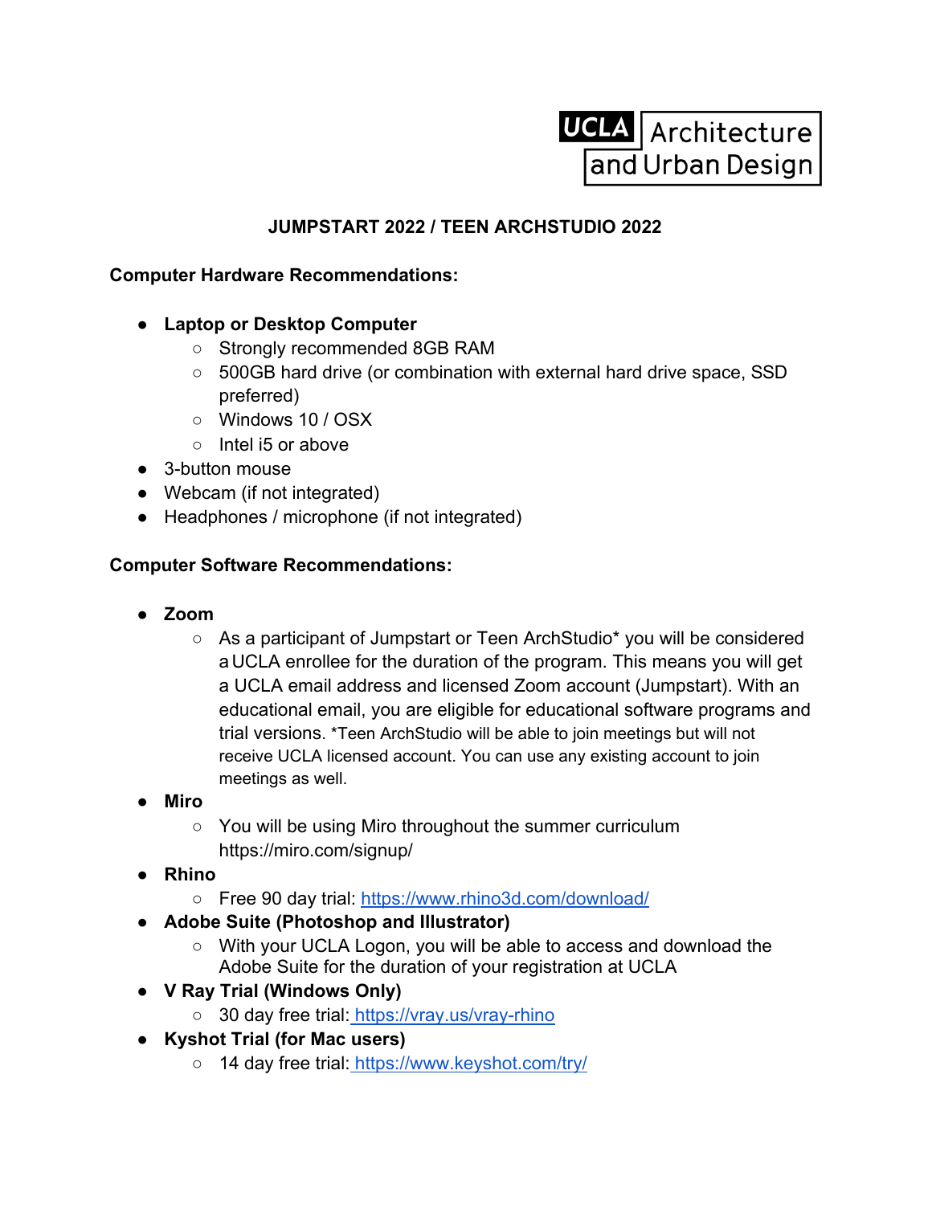UCLA Architecture and Urban Design

# JUMPSTART 2022 / TEEN ARCHSTUDIO 2022

## Computer Hardware Recommendations:

- **Laptop or Desktop Computer**
  - Strongly recommended 8GB RAM
  - 500GB hard drive (or combination with external hard drive space, SSD preferred)
  - Windows 10 / OSX
  - Intel i5 or above
- 3-button mouse
- Webcam (if not integrated)
- Headphones / microphone (if not integrated)

## Computer Software Recommendations:

- **Zoom**
  - As a participant of Jumpstart or Teen ArchStudio* you will be considered a UCLA enrollee for the duration of the program. This means you will get a UCLA email address and licensed Zoom account (Jumpstart). With an educational email, you are eligible for educational software programs and trial versions. *Teen ArchStudio will be able to join meetings but will not receive UCLA licensed account. You can use any existing account to join meetings as well.
- **Miro**
  - You will be using Miro throughout the summer curriculum https://miro.com/signup/
- **Rhino**
  - Free 90 day trial: https://www.rhino3d.com/download/
- **Adobe Suite (Photoshop and Illustrator)**
  - With your UCLA Logon, you will be able to access and download the Adobe Suite for the duration of your registration at UCLA
- **V Ray Trial (Windows Only)**
  - 30 day free trial: https://vray.us/vray-rhino
- **Kyshot Trial (for Mac users)**
  - 14 day free trial: https://www.keyshot.com/try/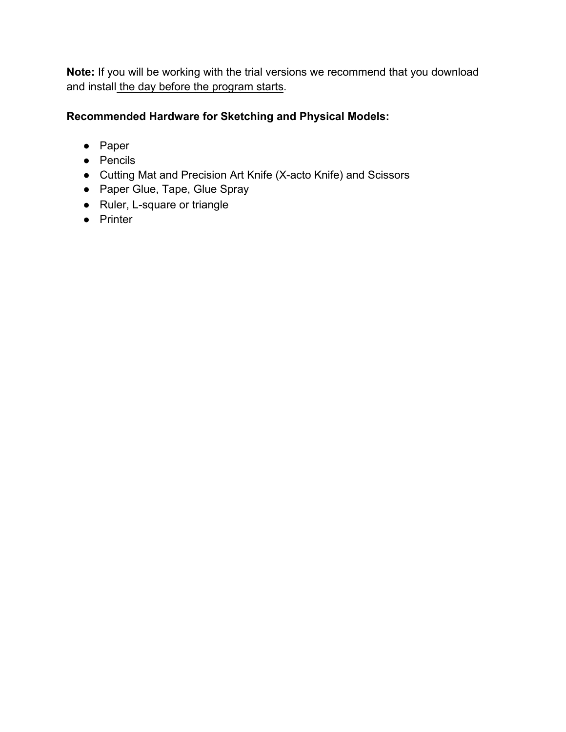**Note:** If you will be working with the trial versions we recommend that you download and install the day before the program starts.

**Recommended Hardware for Sketching and Physical Models:**

- Paper
- Pencils
- Cutting Mat and Precision Art Knife (X-acto Knife) and Scissors
- Paper Glue, Tape, Glue Spray
- Ruler, L-square or triangle
- Printer